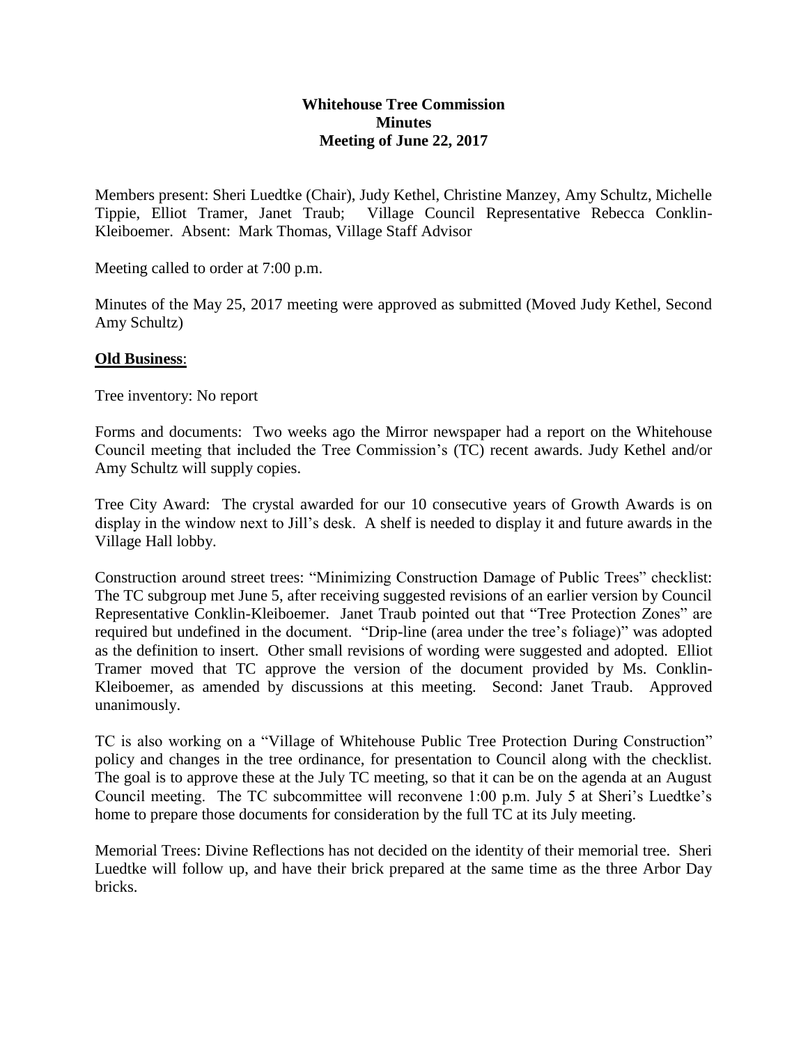**Whitehouse Tree Commission**
**Minutes**
**Meeting of June 22, 2017**

Members present: Sheri Luedtke (Chair), Judy Kethel, Christine Manzey, Amy Schultz, Michelle Tippie, Elliot Tramer, Janet Traub; Village Council Representative Rebecca Conklin-Kleiboemer. Absent: Mark Thomas, Village Staff Advisor

Meeting called to order at 7:00 p.m.

Minutes of the May 25, 2017 meeting were approved as submitted (Moved Judy Kethel, Second Amy Schultz)

**Old Business**:

Tree inventory: No report

Forms and documents: Two weeks ago the Mirror newspaper had a report on the Whitehouse Council meeting that included the Tree Commission's (TC) recent awards. Judy Kethel and/or Amy Schultz will supply copies.

Tree City Award: The crystal awarded for our 10 consecutive years of Growth Awards is on display in the window next to Jill's desk. A shelf is needed to display it and future awards in the Village Hall lobby.

Construction around street trees: "Minimizing Construction Damage of Public Trees" checklist: The TC subgroup met June 5, after receiving suggested revisions of an earlier version by Council Representative Conklin-Kleiboemer. Janet Traub pointed out that "Tree Protection Zones" are required but undefined in the document. "Drip-line (area under the tree's foliage)" was adopted as the definition to insert. Other small revisions of wording were suggested and adopted. Elliot Tramer moved that TC approve the version of the document provided by Ms. Conklin-Kleiboemer, as amended by discussions at this meeting. Second: Janet Traub. Approved unanimously.

TC is also working on a "Village of Whitehouse Public Tree Protection During Construction" policy and changes in the tree ordinance, for presentation to Council along with the checklist. The goal is to approve these at the July TC meeting, so that it can be on the agenda at an August Council meeting. The TC subcommittee will reconvene 1:00 p.m. July 5 at Sheri's Luedtke's home to prepare those documents for consideration by the full TC at its July meeting.

Memorial Trees: Divine Reflections has not decided on the identity of their memorial tree. Sheri Luedtke will follow up, and have their brick prepared at the same time as the three Arbor Day bricks.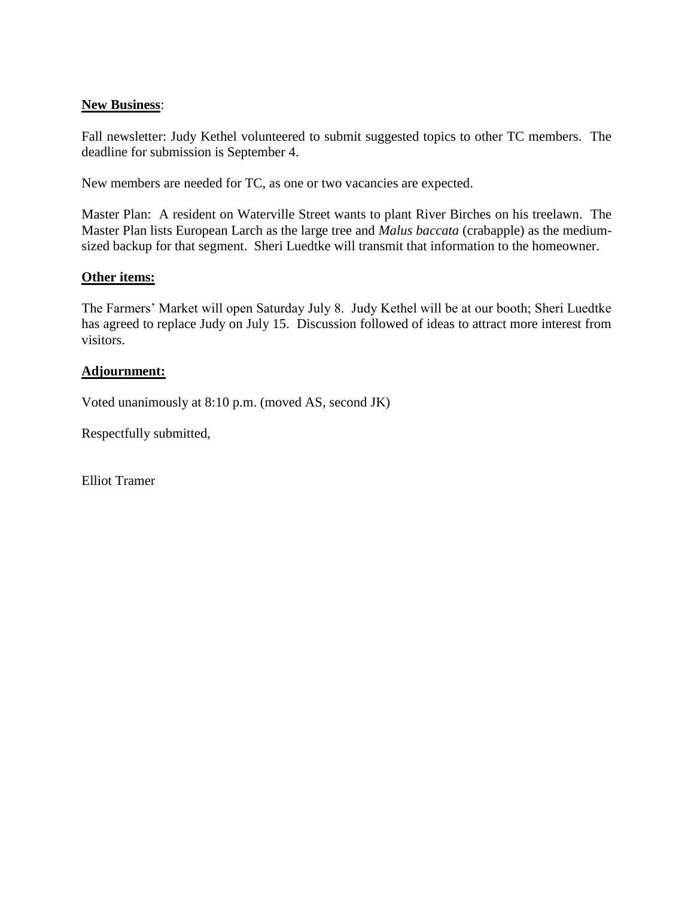**New Business**:

Fall newsletter: Judy Kethel volunteered to submit suggested topics to other TC members. The deadline for submission is September 4.

New members are needed for TC, as one or two vacancies are expected.

Master Plan: A resident on Waterville Street wants to plant River Birches on his treelawn. The Master Plan lists European Larch as the large tree and *Malus baccata* (crabapple) as the medium-sized backup for that segment. Sheri Luedtke will transmit that information to the homeowner.

**Other items:**

The Farmers' Market will open Saturday July 8. Judy Kethel will be at our booth; Sheri Luedtke has agreed to replace Judy on July 15. Discussion followed of ideas to attract more interest from visitors.

**Adjournment:**

Voted unanimously at 8:10 p.m. (moved AS, second JK)

Respectfully submitted,

Elliot Tramer